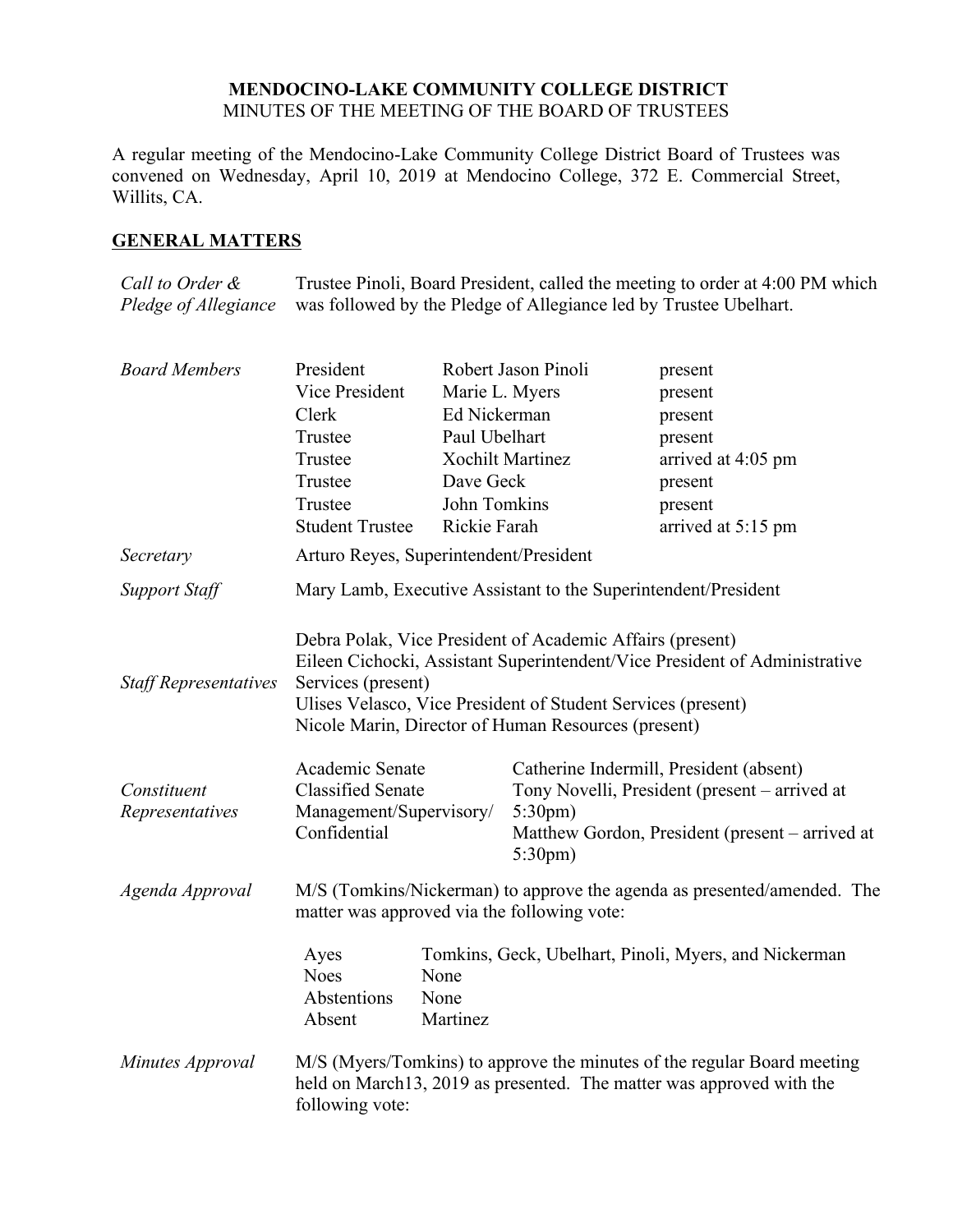# MENDOCINO-LAKE COMMUNITY COLLEGE DISTRICT

MINUTES OF THE MEETING OF THE BOARD OF TRUSTEES

A regular meeting of the Mendocino-Lake Community College District Board of Trustees was convened on Wednesday, April 10, 2019 at Mendocino College, 372 E. Commercial Street, Willits, CA.

## GENERAL MATTERS

*Call to Order & Pledge of Allegiance*

Trustee Pinoli, Board President, called the meeting to order at 4:00 PM which was followed by the Pledge of Allegiance led by Trustee Ubelhart.

*Board Members*

| | | |
|---|---|---|
| President | Robert Jason Pinoli | present |
| Vice President | Marie L. Myers | present |
| Clerk | Ed Nickerman | present |
| Trustee | Paul Ubelhart | present |
| Trustee | Xochilt Martinez | arrived at 4:05 pm |
| Trustee | Dave Geck | present |
| Trustee | John Tomkins | present |
| Student Trustee | Rickie Farah | arrived at 5:15 pm |

*Secretary*

Arturo Reyes, Superintendent/President

*Support Staff*

Mary Lamb, Executive Assistant to the Superintendent/President

*Staff Representatives*

Debra Polak, Vice President of Academic Affairs (present)
Eileen Cichocki, Assistant Superintendent/Vice President of Administrative Services (present)
Ulises Velasco, Vice President of Student Services (present)
Nicole Marin, Director of Human Resources (present)

*Constituent Representatives*

| | |
|---|---|
| Academic Senate | Catherine Indermill, President (absent) |
| Classified Senate | Tony Novelli, President (present – arrived at 5:30pm) |
| Management/Supervisory/ Confidential | Matthew Gordon, President (present – arrived at 5:30pm) |

*Agenda Approval*

M/S (Tomkins/Nickerman) to approve the agenda as presented/amended. The matter was approved via the following vote:

| | |
|---|---|
| Ayes | Tomkins, Geck, Ubelhart, Pinoli, Myers, and Nickerman |
| Noes | None |
| Abstentions | None |
| Absent | Martinez |

*Minutes Approval*

M/S (Myers/Tomkins) to approve the minutes of the regular Board meeting held on March13, 2019 as presented. The matter was approved with the following vote: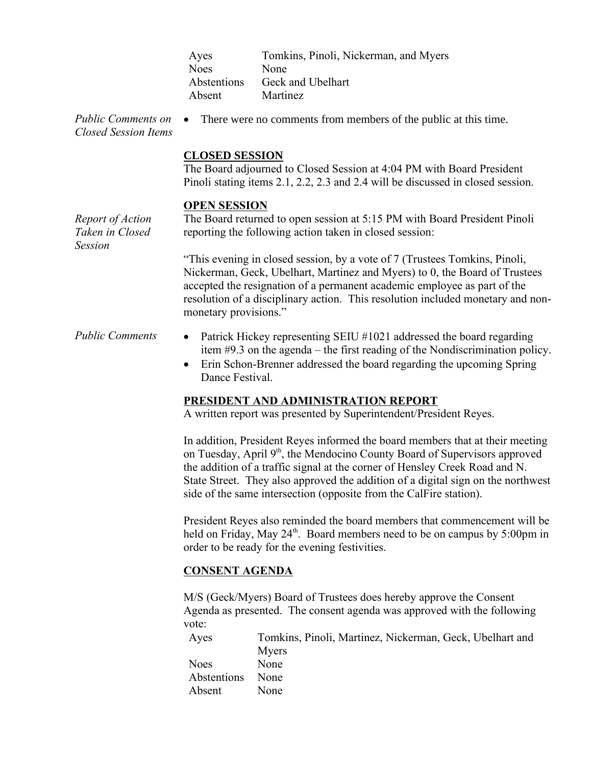| | |
|---|---|
| Ayes | Tomkins, Pinoli, Nickerman, and Myers |
| Noes | None |
| Abstentions | Geck and Ubelhart |
| Absent | Martinez |

*Public Comments on Closed Session Items*

- There were no comments from members of the public at this time.

## CLOSED SESSION

The Board adjourned to Closed Session at 4:04 PM with Board President Pinoli stating items 2.1, 2.2, 2.3 and 2.4 will be discussed in closed session.

## OPEN SESSION

*Report of Action Taken in Closed Session*

The Board returned to open session at 5:15 PM with Board President Pinoli reporting the following action taken in closed session:

"This evening in closed session, by a vote of 7 (Trustees Tomkins, Pinoli, Nickerman, Geck, Ubelhart, Martinez and Myers) to 0, the Board of Trustees accepted the resignation of a permanent academic employee as part of the resolution of a disciplinary action. This resolution included monetary and non-monetary provisions."

*Public Comments*

- Patrick Hickey representing SEIU #1021 addressed the board regarding item #9.3 on the agenda – the first reading of the Nondiscrimination policy.
- Erin Schon-Brenner addressed the board regarding the upcoming Spring Dance Festival.

## PRESIDENT AND ADMINISTRATION REPORT

A written report was presented by Superintendent/President Reyes.

In addition, President Reyes informed the board members that at their meeting on Tuesday, April 9th, the Mendocino County Board of Supervisors approved the addition of a traffic signal at the corner of Hensley Creek Road and N. State Street. They also approved the addition of a digital sign on the northwest side of the same intersection (opposite from the CalFire station).

President Reyes also reminded the board members that commencement will be held on Friday, May 24th. Board members need to be on campus by 5:00pm in order to be ready for the evening festivities.

## CONSENT AGENDA

M/S (Geck/Myers) Board of Trustees does hereby approve the Consent Agenda as presented. The consent agenda was approved with the following vote:

| | |
|---|---|
| Ayes | Tomkins, Pinoli, Martinez, Nickerman, Geck, Ubelhart and Myers |
| Noes | None |
| Abstentions | None |
| Absent | None |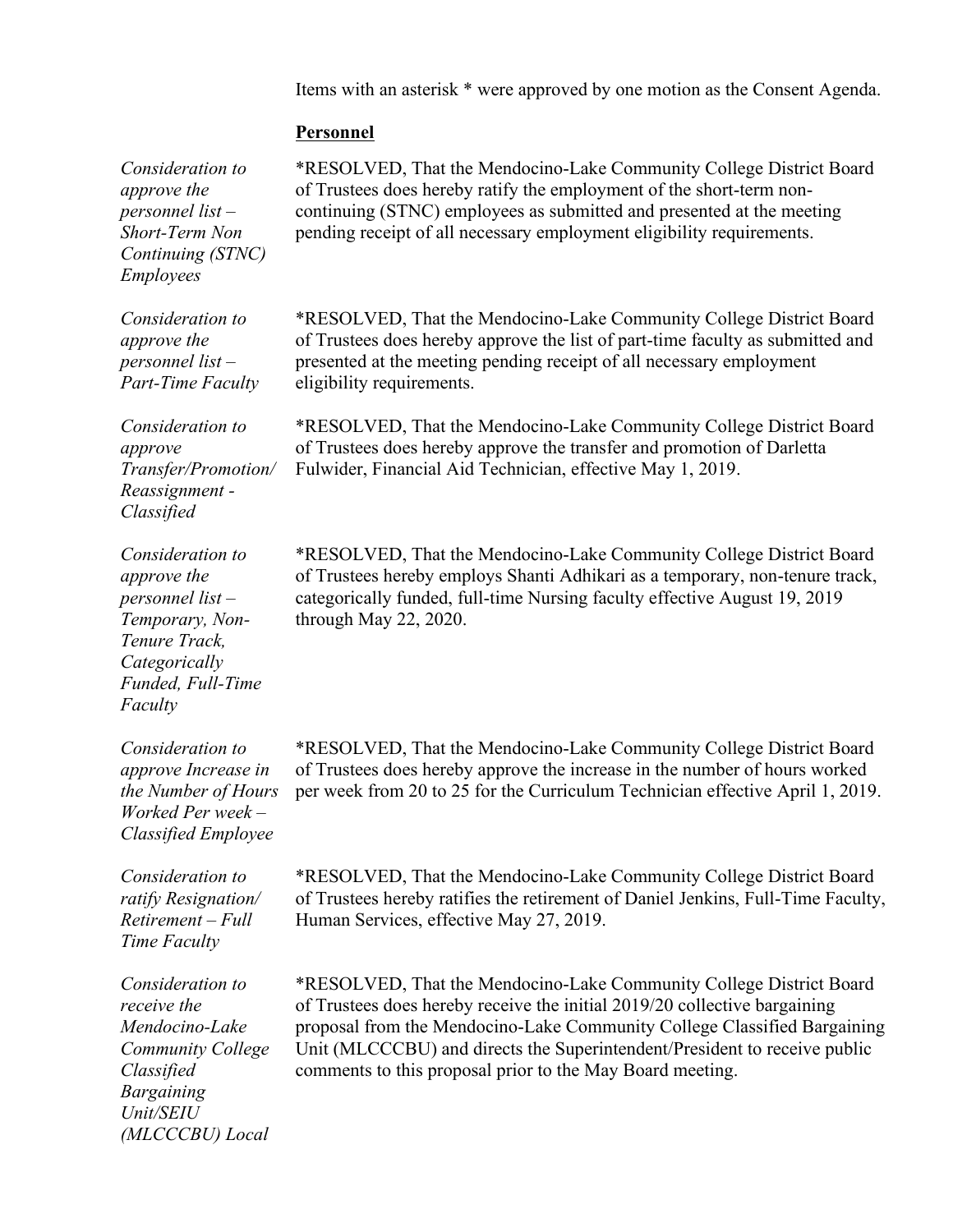Items with an asterisk * were approved by one motion as the Consent Agenda.

**Personnel**

*Consideration to approve the personnel list – Short-Term Non Continuing (STNC) Employees*

*RESOLVED, That the Mendocino-Lake Community College District Board of Trustees does hereby ratify the employment of the short-term non-continuing (STNC) employees as submitted and presented at the meeting pending receipt of all necessary employment eligibility requirements.

*Consideration to approve the personnel list – Part-Time Faculty*

*RESOLVED, That the Mendocino-Lake Community College District Board of Trustees does hereby approve the list of part-time faculty as submitted and presented at the meeting pending receipt of all necessary employment eligibility requirements.

*Consideration to approve Transfer/Promotion/ Reassignment - Classified*

*RESOLVED, That the Mendocino-Lake Community College District Board of Trustees does hereby approve the transfer and promotion of Darletta Fulwider, Financial Aid Technician, effective May 1, 2019.

*Consideration to approve the personnel list – Temporary, Non-Tenure Track, Categorically Funded, Full-Time Faculty*

*RESOLVED, That the Mendocino-Lake Community College District Board of Trustees hereby employs Shanti Adhikari as a temporary, non-tenure track, categorically funded, full-time Nursing faculty effective August 19, 2019 through May 22, 2020.

*Consideration to approve Increase in the Number of Hours Worked Per week – Classified Employee*

*RESOLVED, That the Mendocino-Lake Community College District Board of Trustees does hereby approve the increase in the number of hours worked per week from 20 to 25 for the Curriculum Technician effective April 1, 2019.

*Consideration to ratify Resignation/ Retirement – Full Time Faculty*

*RESOLVED, That the Mendocino-Lake Community College District Board of Trustees hereby ratifies the retirement of Daniel Jenkins, Full-Time Faculty, Human Services, effective May 27, 2019.

*Consideration to receive the Mendocino-Lake Community College Classified Bargaining Unit/SEIU (MLCCCBU) Local*

*RESOLVED, That the Mendocino-Lake Community College District Board of Trustees does hereby receive the initial 2019/20 collective bargaining proposal from the Mendocino-Lake Community College Classified Bargaining Unit (MLCCCBU) and directs the Superintendent/President to receive public comments to this proposal prior to the May Board meeting.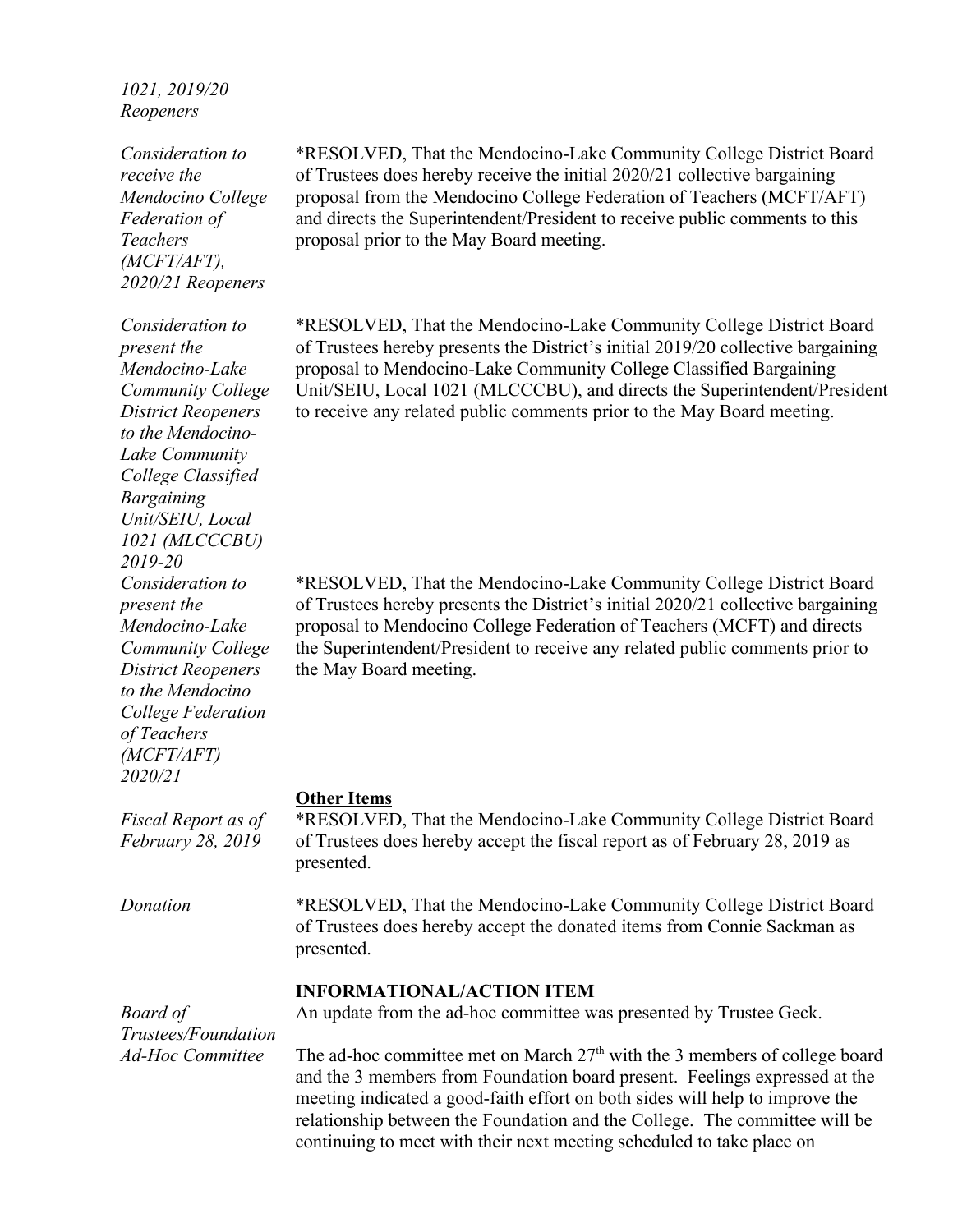*1021, 2019/20 Reopeners*

*Consideration to receive the Mendocino College Federation of Teachers (MCFT/AFT), 2020/21 Reopeners*

*RESOLVED, That the Mendocino-Lake Community College District Board of Trustees does hereby receive the initial 2020/21 collective bargaining proposal from the Mendocino College Federation of Teachers (MCFT/AFT) and directs the Superintendent/President to receive public comments to this proposal prior to the May Board meeting.

*Consideration to present the Mendocino-Lake Community College District Reopeners to the Mendocino-Lake Community College Classified Bargaining Unit/SEIU, Local 1021 (MLCCCBU) 2019-20*

*RESOLVED, That the Mendocino-Lake Community College District Board of Trustees hereby presents the District's initial 2019/20 collective bargaining proposal to Mendocino-Lake Community College Classified Bargaining Unit/SEIU, Local 1021 (MLCCCBU), and directs the Superintendent/President to receive any related public comments prior to the May Board meeting.

*Consideration to present the Mendocino-Lake Community College District Reopeners to the Mendocino College Federation of Teachers (MCFT/AFT) 2020/21*

*RESOLVED, That the Mendocino-Lake Community College District Board of Trustees hereby presents the District's initial 2020/21 collective bargaining proposal to Mendocino College Federation of Teachers (MCFT) and directs the Superintendent/President to receive any related public comments prior to the May Board meeting.

**Other Items**

*Fiscal Report as of February 28, 2019*

*RESOLVED, That the Mendocino-Lake Community College District Board of Trustees does hereby accept the fiscal report as of February 28, 2019 as presented.

*Donation*

*RESOLVED, That the Mendocino-Lake Community College District Board of Trustees does hereby accept the donated items from Connie Sackman as presented.

**INFORMATIONAL/ACTION ITEM**

*Board of Trustees/Foundation Ad-Hoc Committee*

An update from the ad-hoc committee was presented by Trustee Geck.

The ad-hoc committee met on March 27th with the 3 members of college board and the 3 members from Foundation board present. Feelings expressed at the meeting indicated a good-faith effort on both sides will help to improve the relationship between the Foundation and the College. The committee will be continuing to meet with their next meeting scheduled to take place on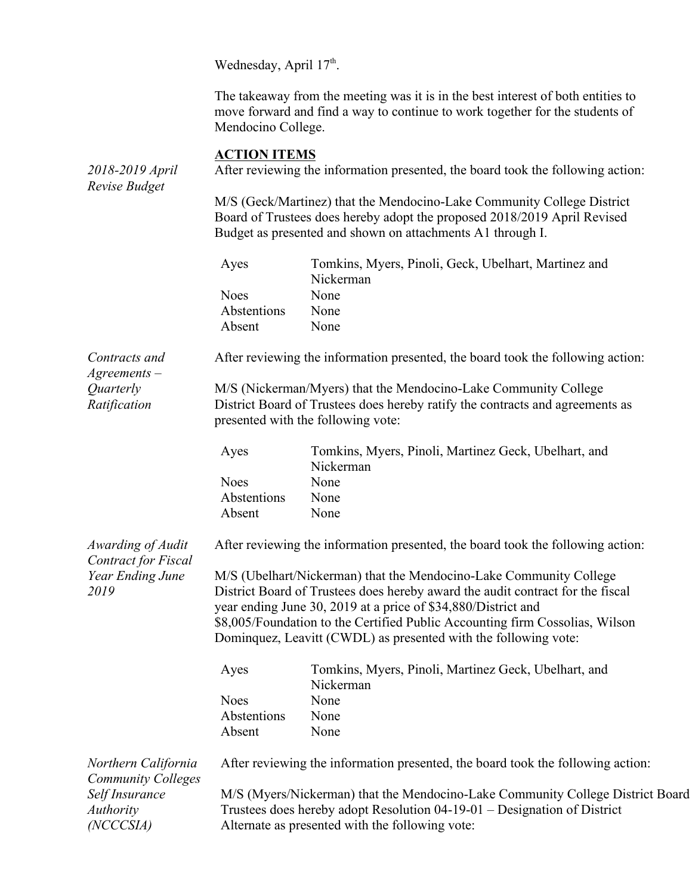Wednesday, April 17th.

The takeaway from the meeting was it is in the best interest of both entities to move forward and find a way to continue to work together for the students of Mendocino College.

**ACTION ITEMS**

*2018-2019 April Revise Budget*

After reviewing the information presented, the board took the following action:

M/S (Geck/Martinez) that the Mendocino-Lake Community College District Board of Trustees does hereby adopt the proposed 2018/2019 April Revised Budget as presented and shown on attachments A1 through I.

| | |
|---|---|
| Ayes | Tomkins, Myers, Pinoli, Geck, Ubelhart, Martinez and Nickerman |
| Noes | None |
| Abstentions | None |
| Absent | None |

*Contracts and Agreements – Quarterly Ratification*

After reviewing the information presented, the board took the following action:

M/S (Nickerman/Myers) that the Mendocino-Lake Community College District Board of Trustees does hereby ratify the contracts and agreements as presented with the following vote:

| | |
|---|---|
| Ayes | Tomkins, Myers, Pinoli, Martinez Geck, Ubelhart, and Nickerman |
| Noes | None |
| Abstentions | None |
| Absent | None |

*Awarding of Audit Contract for Fiscal Year Ending June 2019*

After reviewing the information presented, the board took the following action:

M/S (Ubelhart/Nickerman) that the Mendocino-Lake Community College District Board of Trustees does hereby award the audit contract for the fiscal year ending June 30, 2019 at a price of $34,880/District and $8,005/Foundation to the Certified Public Accounting firm Cossolias, Wilson Dominquez, Leavitt (CWDL) as presented with the following vote:

| | |
|---|---|
| Ayes | Tomkins, Myers, Pinoli, Martinez Geck, Ubelhart, and Nickerman |
| Noes | None |
| Abstentions | None |
| Absent | None |

*Northern California Community Colleges Self Insurance Authority (NCCCSIA)*

After reviewing the information presented, the board took the following action:

M/S (Myers/Nickerman) that the Mendocino-Lake Community College District Board Trustees does hereby adopt Resolution 04-19-01 – Designation of District Alternate as presented with the following vote: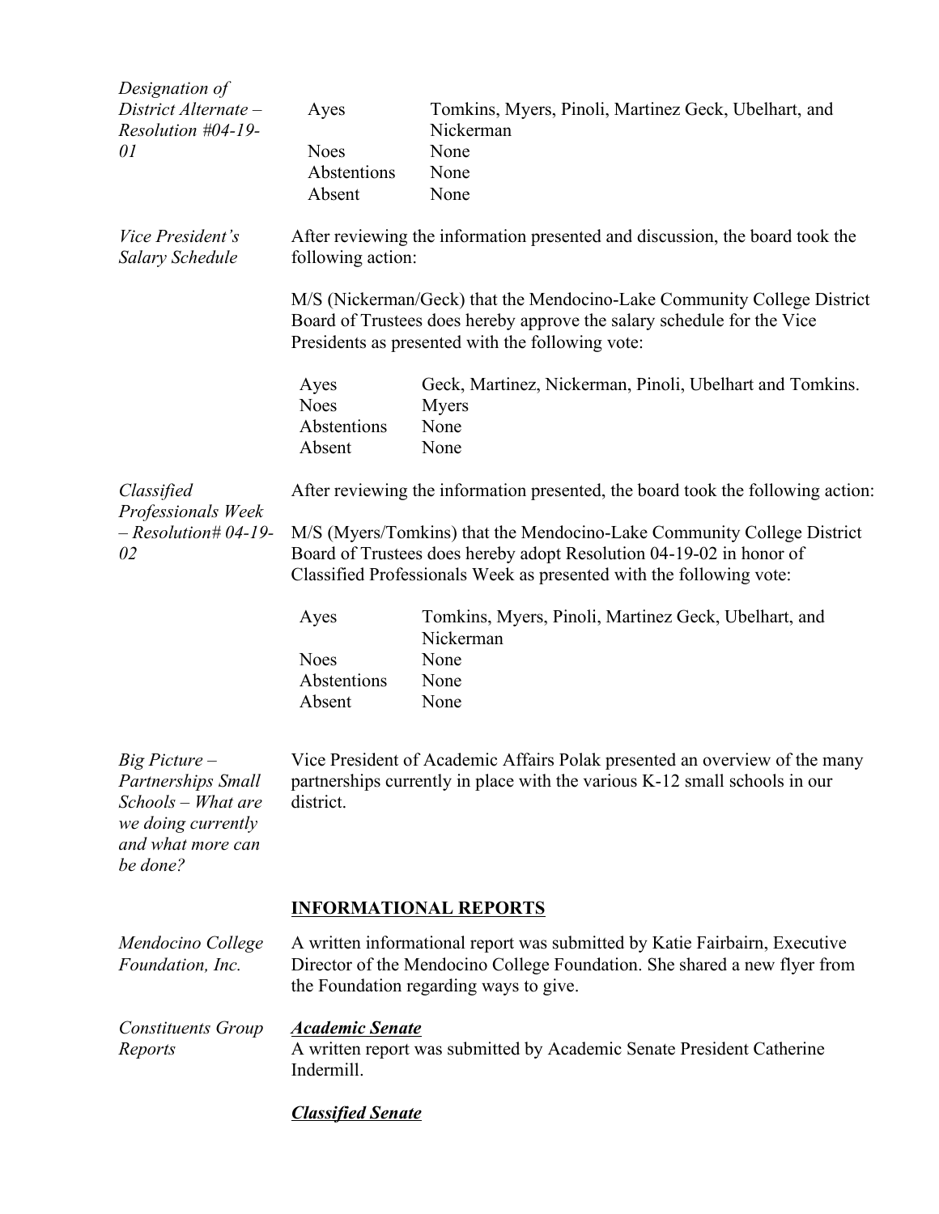*Designation of District Alternate – Resolution #04-19-01*

| | |
|---|---|
| Ayes | Tomkins, Myers, Pinoli, Martinez Geck, Ubelhart, and Nickerman |
| Noes | None |
| Abstentions | None |
| Absent | None |

*Vice President's Salary Schedule*

After reviewing the information presented and discussion, the board took the following action:

M/S (Nickerman/Geck) that the Mendocino-Lake Community College District Board of Trustees does hereby approve the salary schedule for the Vice Presidents as presented with the following vote:

| | |
|---|---|
| Ayes | Geck, Martinez, Nickerman, Pinoli, Ubelhart and Tomkins. |
| Noes | Myers |
| Abstentions | None |
| Absent | None |

*Classified Professionals Week – Resolution# 04-19-02*

After reviewing the information presented, the board took the following action:

M/S (Myers/Tomkins) that the Mendocino-Lake Community College District Board of Trustees does hereby adopt Resolution 04-19-02 in honor of Classified Professionals Week as presented with the following vote:

| | |
|---|---|
| Ayes | Tomkins, Myers, Pinoli, Martinez Geck, Ubelhart, and Nickerman |
| Noes | None |
| Abstentions | None |
| Absent | None |

*Big Picture – Partnerships Small Schools – What are we doing currently and what more can be done?*

Vice President of Academic Affairs Polak presented an overview of the many partnerships currently in place with the various K-12 small schools in our district.

## INFORMATIONAL REPORTS

*Mendocino College Foundation, Inc.*

A written informational report was submitted by Katie Fairbairn, Executive Director of the Mendocino College Foundation. She shared a new flyer from the Foundation regarding ways to give.

*Constituents Group Reports*

***Academic Senate***

A written report was submitted by Academic Senate President Catherine Indermill.

***Classified Senate***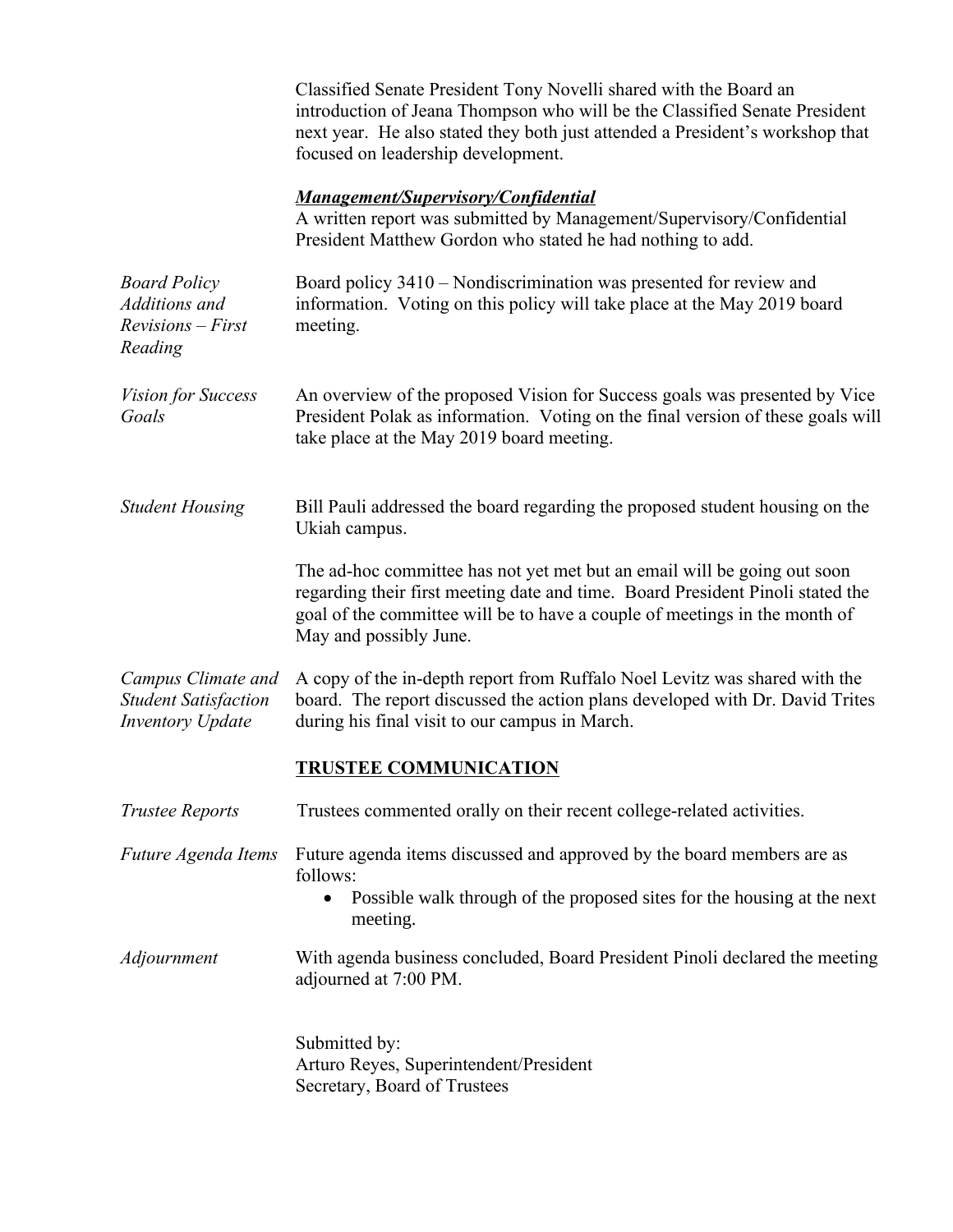Classified Senate President Tony Novelli shared with the Board an introduction of Jeana Thompson who will be the Classified Senate President next year. He also stated they both just attended a President's workshop that focused on leadership development.

***Management/Supervisory/Confidential***

A written report was submitted by Management/Supervisory/Confidential President Matthew Gordon who stated he had nothing to add.

*Board Policy Additions and Revisions – First Reading*

Board policy 3410 – Nondiscrimination was presented for review and information. Voting on this policy will take place at the May 2019 board meeting.

*Vision for Success Goals*

An overview of the proposed Vision for Success goals was presented by Vice President Polak as information. Voting on the final version of these goals will take place at the May 2019 board meeting.

*Student Housing*

Bill Pauli addressed the board regarding the proposed student housing on the Ukiah campus.

The ad-hoc committee has not yet met but an email will be going out soon regarding their first meeting date and time. Board President Pinoli stated the goal of the committee will be to have a couple of meetings in the month of May and possibly June.

*Campus Climate and Student Satisfaction Inventory Update*

A copy of the in-depth report from Ruffalo Noel Levitz was shared with the board. The report discussed the action plans developed with Dr. David Trites during his final visit to our campus in March.

## TRUSTEE COMMUNICATION

*Trustee Reports*

Trustees commented orally on their recent college-related activities.

*Future Agenda Items*

Future agenda items discussed and approved by the board members are as follows:

- Possible walk through of the proposed sites for the housing at the next meeting.

*Adjournment*

With agenda business concluded, Board President Pinoli declared the meeting adjourned at 7:00 PM.

Submitted by:
Arturo Reyes, Superintendent/President
Secretary, Board of Trustees